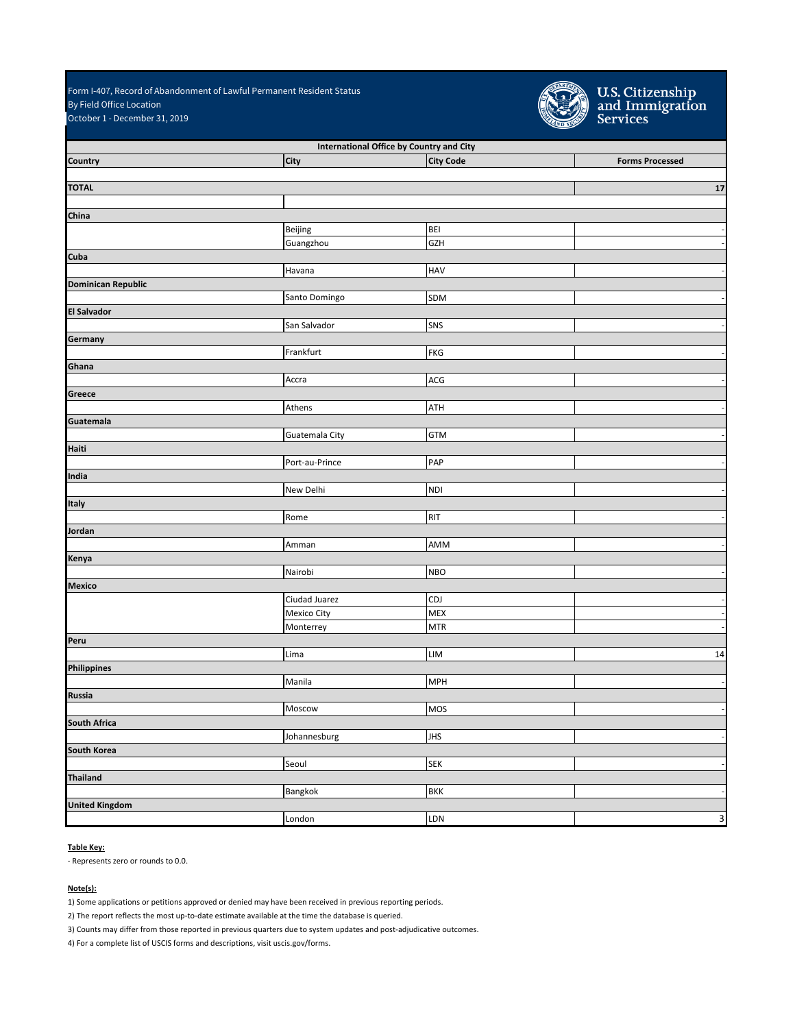Form I-407, Record of Abandonment of Lawful Permanent Resident Status
By Field Office Location
October 1 - December 31, 2019

U.S. Citizenship and Immigration Services

| International Office by Country and City | | | |
|---|---|---|---|
| **Country** | **City** | **City Code** | **Forms Processed** |
| **TOTAL** | | | **17** |
| **China** | | | |
| | Beijing | BEI | - |
| | Guangzhou | GZH | - |
| **Cuba** | | | |
| | Havana | HAV | - |
| **Dominican Republic** | | | |
| | Santo Domingo | SDM | - |
| **El Salvador** | | | |
| | San Salvador | SNS | - |
| **Germany** | | | |
| | Frankfurt | FKG | - |
| **Ghana** | | | |
| | Accra | ACG | - |
| **Greece** | | | |
| | Athens | ATH | - |
| **Guatemala** | | | |
| | Guatemala City | GTM | - |
| **Haiti** | | | |
| | Port-au-Prince | PAP | - |
| **India** | | | |
| | New Delhi | NDI | - |
| **Italy** | | | |
| | Rome | RIT | - |
| **Jordan** | | | |
| | Amman | AMM | - |
| **Kenya** | | | |
| | Nairobi | NBO | - |
| **Mexico** | | | |
| | Ciudad Juarez | CDJ | - |
| | Mexico City | MEX | - |
| | Monterrey | MTR | - |
| **Peru** | | | |
| | Lima | LIM | 14 |
| **Philippines** | | | |
| | Manila | MPH | - |
| **Russia** | | | |
| | Moscow | MOS | - |
| **South Africa** | | | |
| | Johannesburg | JHS | - |
| **South Korea** | | | |
| | Seoul | SEK | - |
| **Thailand** | | | |
| | Bangkok | BKK | - |
| **United Kingdom** | | | |
| | London | LDN | 3 |

**Table Key:**

- Represents zero or rounds to 0.0.

**Note(s):**

1) Some applications or petitions approved or denied may have been received in previous reporting periods.
2) The report reflects the most up-to-date estimate available at the time the database is queried.
3) Counts may differ from those reported in previous quarters due to system updates and post-adjudicative outcomes.
4) For a complete list of USCIS forms and descriptions, visit uscis.gov/forms.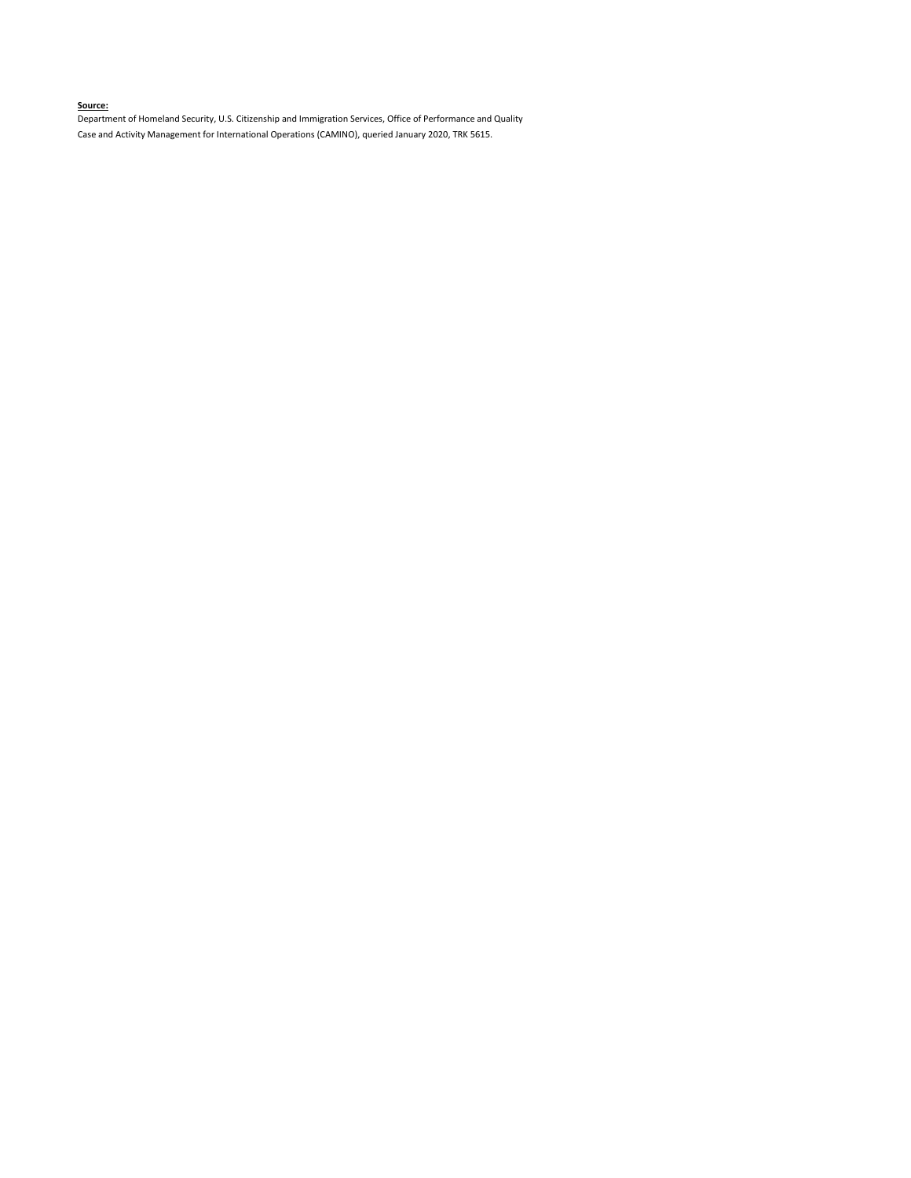**Source:**

Department of Homeland Security, U.S. Citizenship and Immigration Services, Office of Performance and Quality
Case and Activity Management for International Operations (CAMINO), queried January 2020, TRK 5615.